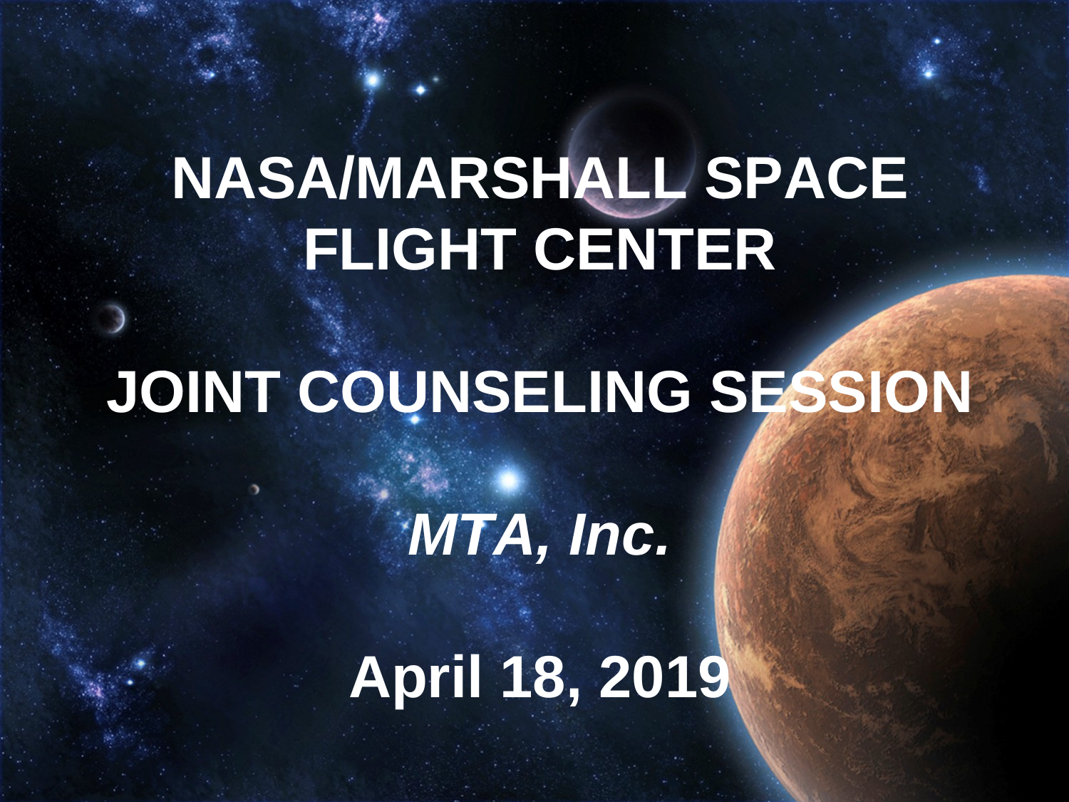# NASA/MARSHALL SPACE FLIGHT CENTER

# JOINT COUNSELING SESSION

## *MTA, Inc.*

## April 18, 2019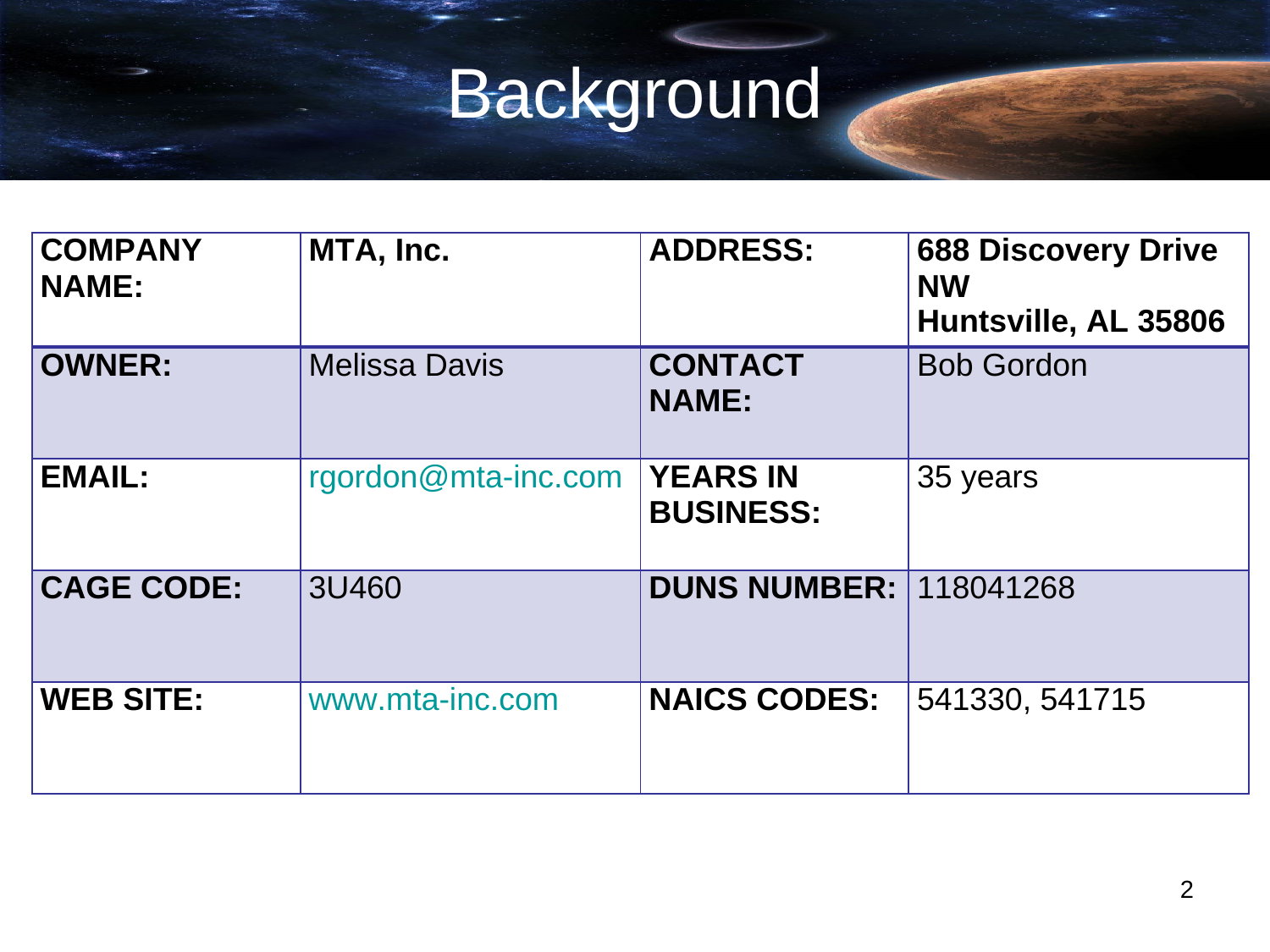# Background

| **COMPANY NAME:** | **MTA, Inc.** | **ADDRESS:** | **688 Discovery Drive NW Huntsville, AL 35806** |
|---|---|---|---|
| **OWNER:** | Melissa Davis | **CONTACT NAME:** | Bob Gordon |
| **EMAIL:** | rgordon@mta-inc.com | **YEARS IN BUSINESS:** | 35 years |
| **CAGE CODE:** | 3U460 | **DUNS NUMBER:** | 118041268 |
| **WEB SITE:** | www.mta-inc.com | **NAICS CODES:** | 541330, 541715 |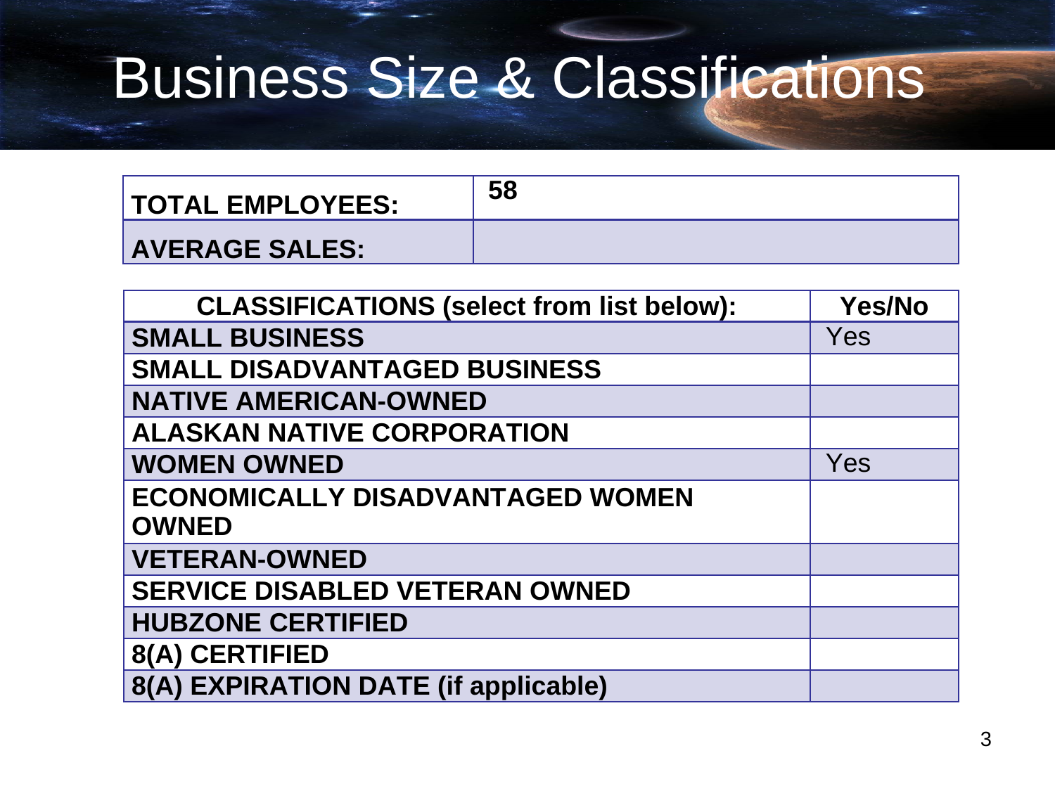# Business Size & Classifications

| TOTAL EMPLOYEES: | 58 |
|---|---|
| AVERAGE SALES: | |

| CLASSIFICATIONS (select from list below): | Yes/No |
|---|---|
| SMALL BUSINESS | Yes |
| SMALL DISADVANTAGED BUSINESS | |
| NATIVE AMERICAN-OWNED | |
| ALASKAN NATIVE CORPORATION | |
| WOMEN OWNED | Yes |
| ECONOMICALLY DISADVANTAGED WOMEN OWNED | |
| VETERAN-OWNED | |
| SERVICE DISABLED VETERAN OWNED | |
| HUBZONE CERTIFIED | |
| 8(A) CERTIFIED | |
| 8(A) EXPIRATION DATE (if applicable) | |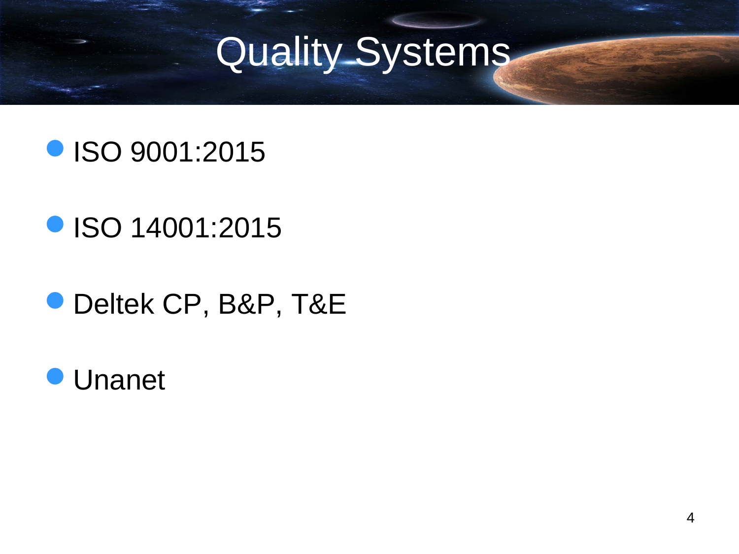# Quality Systems

- ISO 9001:2015
- ISO 14001:2015
- Deltek CP, B&P, T&E
- Unanet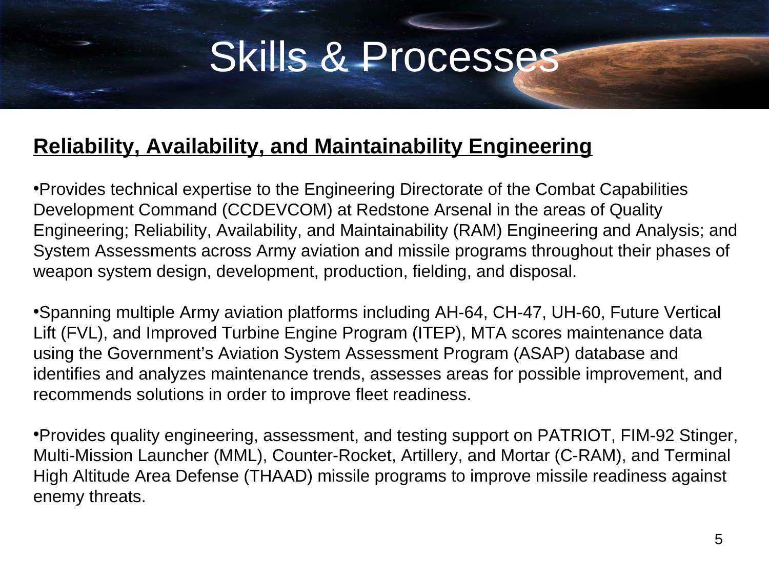# Skills & Processes

**Reliability, Availability, and Maintainability Engineering**

- Provides technical expertise to the Engineering Directorate of the Combat Capabilities Development Command (CCDEVCOM) at Redstone Arsenal in the areas of Quality Engineering; Reliability, Availability, and Maintainability (RAM) Engineering and Analysis; and System Assessments across Army aviation and missile programs throughout their phases of weapon system design, development, production, fielding, and disposal.

- Spanning multiple Army aviation platforms including AH-64, CH-47, UH-60, Future Vertical Lift (FVL), and Improved Turbine Engine Program (ITEP), MTA scores maintenance data using the Government's Aviation System Assessment Program (ASAP) database and identifies and analyzes maintenance trends, assesses areas for possible improvement, and recommends solutions in order to improve fleet readiness.

- Provides quality engineering, assessment, and testing support on PATRIOT, FIM-92 Stinger, Multi-Mission Launcher (MML), Counter-Rocket, Artillery, and Mortar (C-RAM), and Terminal High Altitude Area Defense (THAAD) missile programs to improve missile readiness against enemy threats.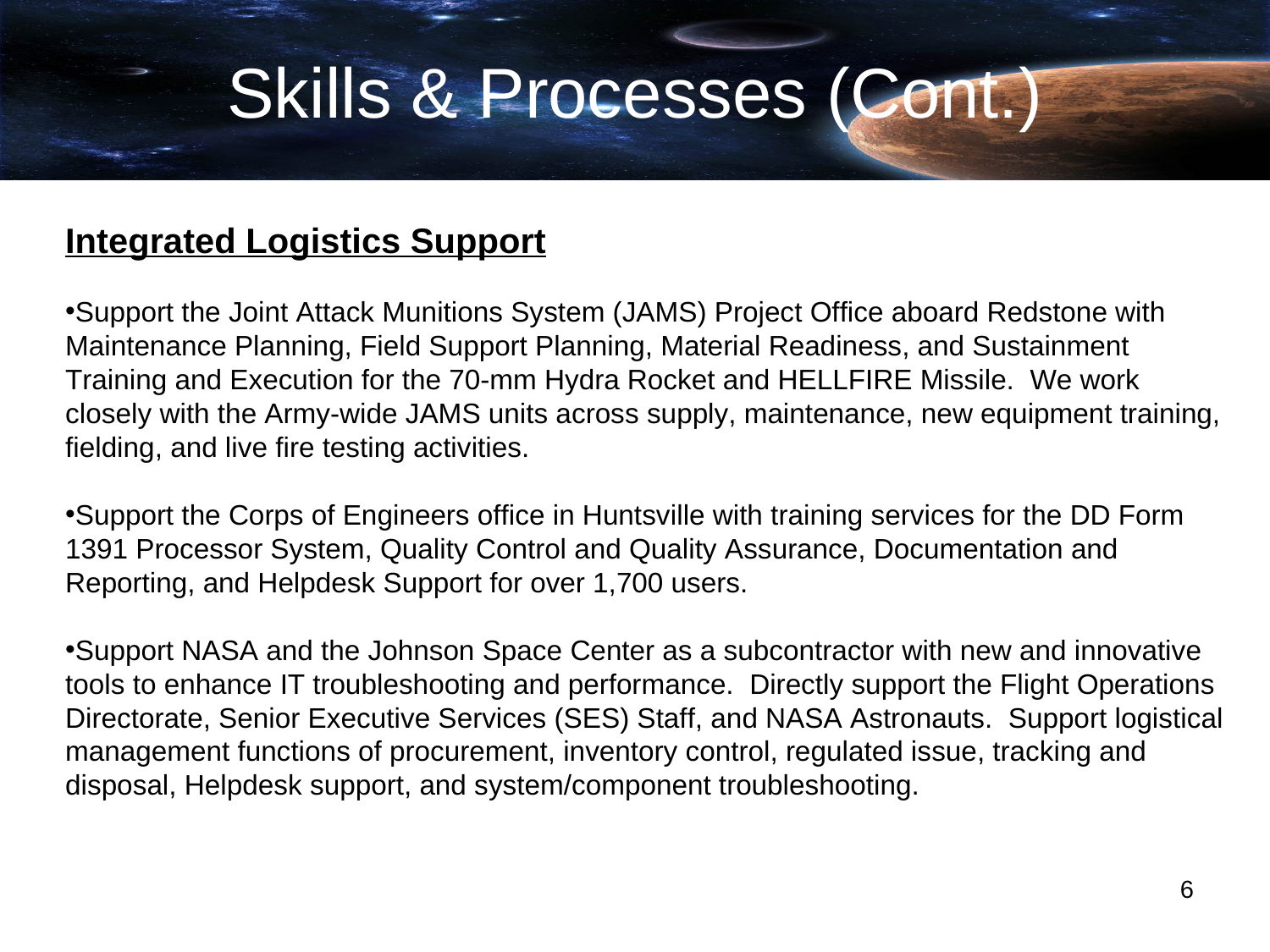# Skills & Processes (Cont.)

**Integrated Logistics Support**

- Support the Joint Attack Munitions System (JAMS) Project Office aboard Redstone with Maintenance Planning, Field Support Planning, Material Readiness, and Sustainment Training and Execution for the 70-mm Hydra Rocket and HELLFIRE Missile. We work closely with the Army-wide JAMS units across supply, maintenance, new equipment training, fielding, and live fire testing activities.

- Support the Corps of Engineers office in Huntsville with training services for the DD Form 1391 Processor System, Quality Control and Quality Assurance, Documentation and Reporting, and Helpdesk Support for over 1,700 users.

- Support NASA and the Johnson Space Center as a subcontractor with new and innovative tools to enhance IT troubleshooting and performance. Directly support the Flight Operations Directorate, Senior Executive Services (SES) Staff, and NASA Astronauts. Support logistical management functions of procurement, inventory control, regulated issue, tracking and disposal, Helpdesk support, and system/component troubleshooting.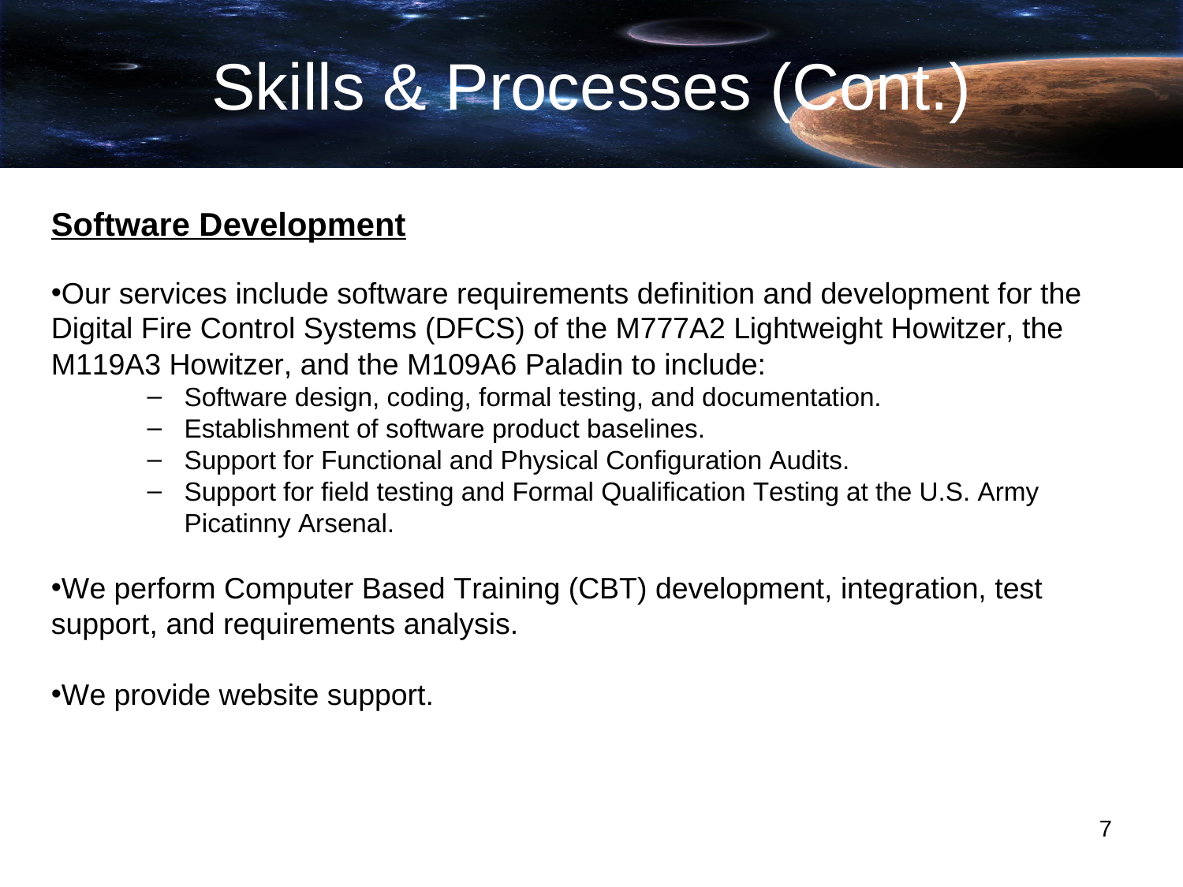# Skills & Processes (Cont.)

**Software Development**

- Our services include software requirements definition and development for the Digital Fire Control Systems (DFCS) of the M777A2 Lightweight Howitzer, the M119A3 Howitzer, and the M109A6 Paladin to include:
  - Software design, coding, formal testing, and documentation.
  - Establishment of software product baselines.
  - Support for Functional and Physical Configuration Audits.
  - Support for field testing and Formal Qualification Testing at the U.S. Army Picatinny Arsenal.

- We perform Computer Based Training (CBT) development, integration, test support, and requirements analysis.

- We provide website support.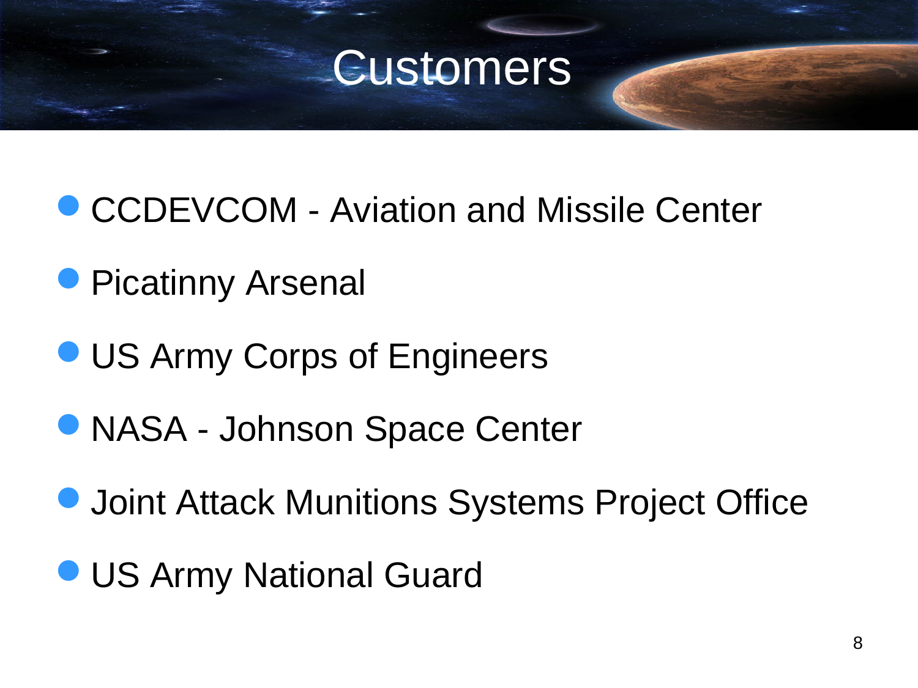# Customers

- CCDEVCOM - Aviation and Missile Center
- Picatinny Arsenal
- US Army Corps of Engineers
- NASA - Johnson Space Center
- Joint Attack Munitions Systems Project Office
- US Army National Guard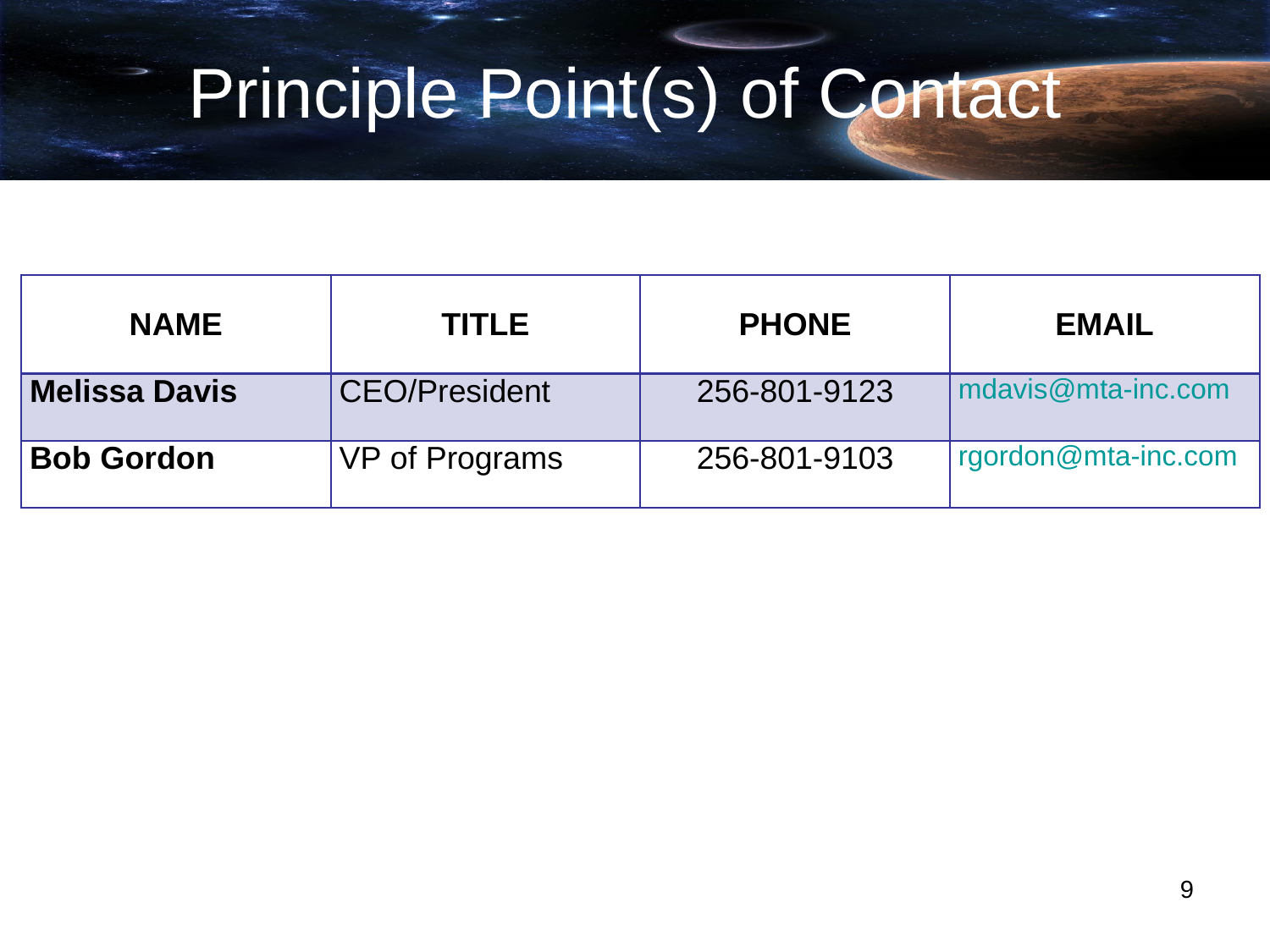# Principle Point(s) of Contact

| NAME | TITLE | PHONE | EMAIL |
|---|---|---|---|
| **Melissa Davis** | CEO/President | 256-801-9123 | mdavis@mta-inc.com |
| **Bob Gordon** | VP of Programs | 256-801-9103 | rgordon@mta-inc.com |